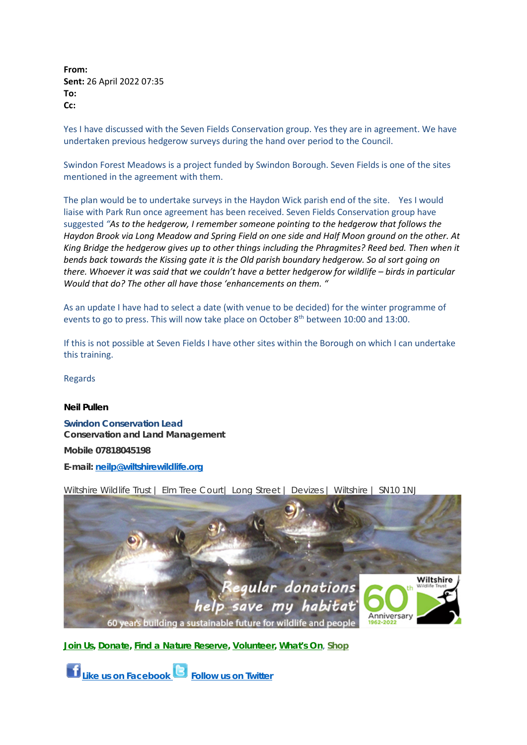**From:**
**Sent:** 26 April 2022 07:35
**To:**
**Cc:**

Yes I have discussed with the Seven Fields Conservation group. Yes they are in agreement. We have undertaken previous hedgerow surveys during the hand over period to the Council.

Swindon Forest Meadows is a project funded by Swindon Borough. Seven Fields is one of the sites mentioned in the agreement with them.

The plan would be to undertake surveys in the Haydon Wick parish end of the site. Yes I would liaise with Park Run once agreement has been received. Seven Fields Conservation group have suggested *"As to the hedgerow, I remember someone pointing to the hedgerow that follows the Haydon Brook via Long Meadow and Spring Field on one side and Half Moon ground on the other. At King Bridge the hedgerow gives up to other things including the Phragmites? Reed bed. Then when it bends back towards the Kissing gate it is the Old parish boundary hedgerow. So al sort going on there. Whoever it was said that we couldn't have a better hedgerow for wildlife – birds in particular Would that do? The other all have those 'enhancements on them. "*

As an update I have had to select a date (with venue to be decided) for the winter programme of events to go to press. This will now take place on October 8th between 10:00 and 13:00.

If this is not possible at Seven Fields I have other sites within the Borough on which I can undertake this training.

Regards

**Neil Pullen**

**Swindon Conservation Lead**
**Conservation and Land Management**

**Mobile 07818045198**

**E-mail: neilp@wiltshirewildlife.org**

Wiltshire Wildlife Trust | Elm Tree Court| Long Street | Devizes | Wiltshire | SN10 1NJ

Regular donations help save my habitat

60 years building a sustainable future for wildlife and people

Wiltshire Wildlife Trust 60th Anniversary 1962-2022

**Join Us, Donate, Find a Nature Reserve, Volunteer, What's On, Shop**

**Like us on Facebook** **Follow us on Twitter**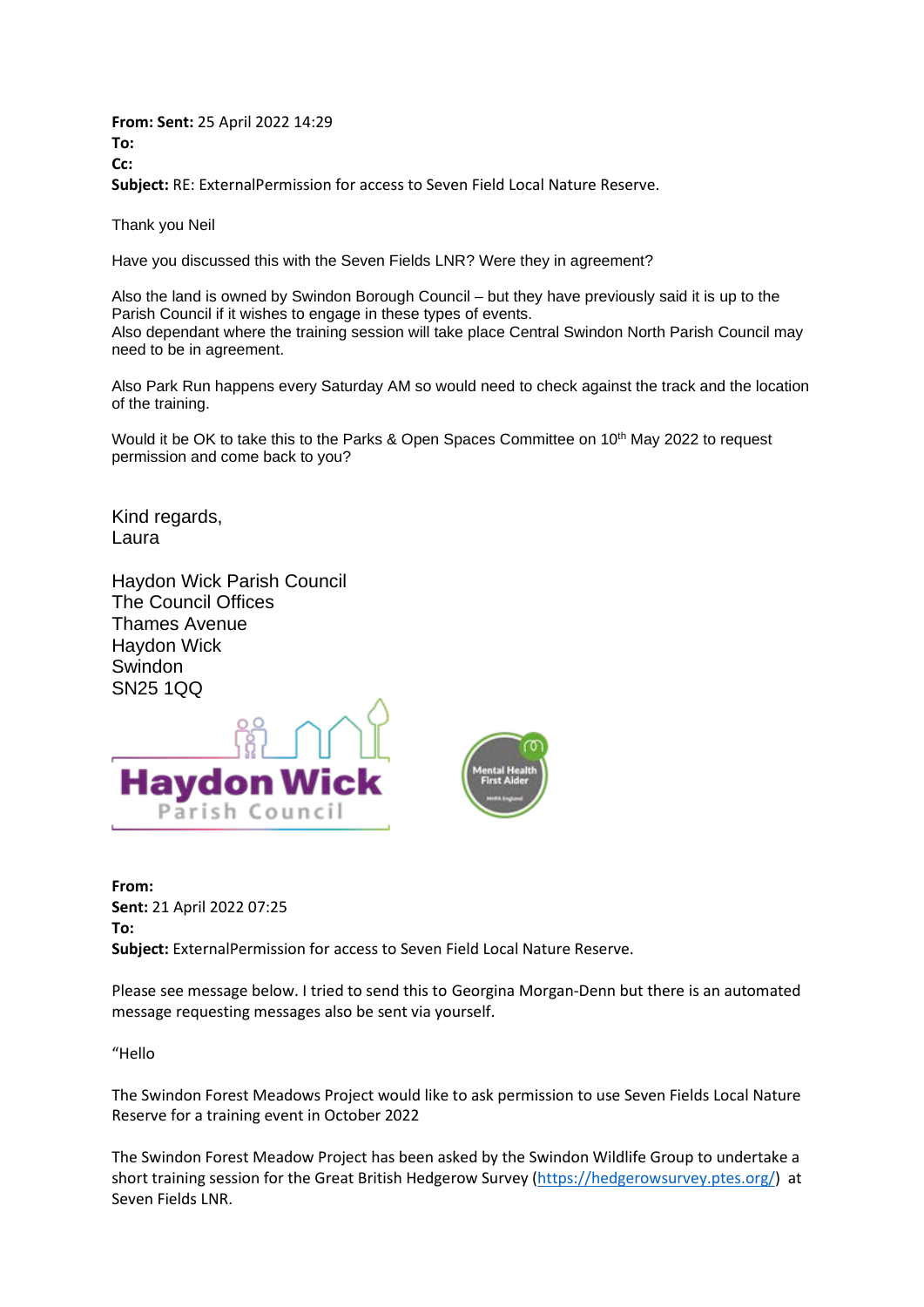**From: Sent:** 25 April 2022 14:29
**To:**
**Cc:**
**Subject:** RE: ExternalPermission for access to Seven Field Local Nature Reserve.

Thank you Neil

Have you discussed this with the Seven Fields LNR? Were they in agreement?

Also the land is owned by Swindon Borough Council – but they have previously said it is up to the Parish Council if it wishes to engage in these types of events.
Also dependant where the training session will take place Central Swindon North Parish Council may need to be in agreement.

Also Park Run happens every Saturday AM so would need to check against the track and the location of the training.

Would it be OK to take this to the Parks & Open Spaces Committee on 10th May 2022 to request permission and come back to you?

Kind regards,
Laura

Haydon Wick Parish Council
The Council Offices
Thames Avenue
Haydon Wick
Swindon
SN25 1QQ

Haydon Wick Parish Council

Mental Health First Aider

**From:**
**Sent:** 21 April 2022 07:25
**To:**
**Subject:** ExternalPermission for access to Seven Field Local Nature Reserve.

Please see message below. I tried to send this to Georgina Morgan-Denn but there is an automated message requesting messages also be sent via yourself.

"Hello

The Swindon Forest Meadows Project would like to ask permission to use Seven Fields Local Nature Reserve for a training event in October 2022

The Swindon Forest Meadow Project has been asked by the Swindon Wildlife Group to undertake a short training session for the Great British Hedgerow Survey (https://hedgerowsurvey.ptes.org/) at Seven Fields LNR.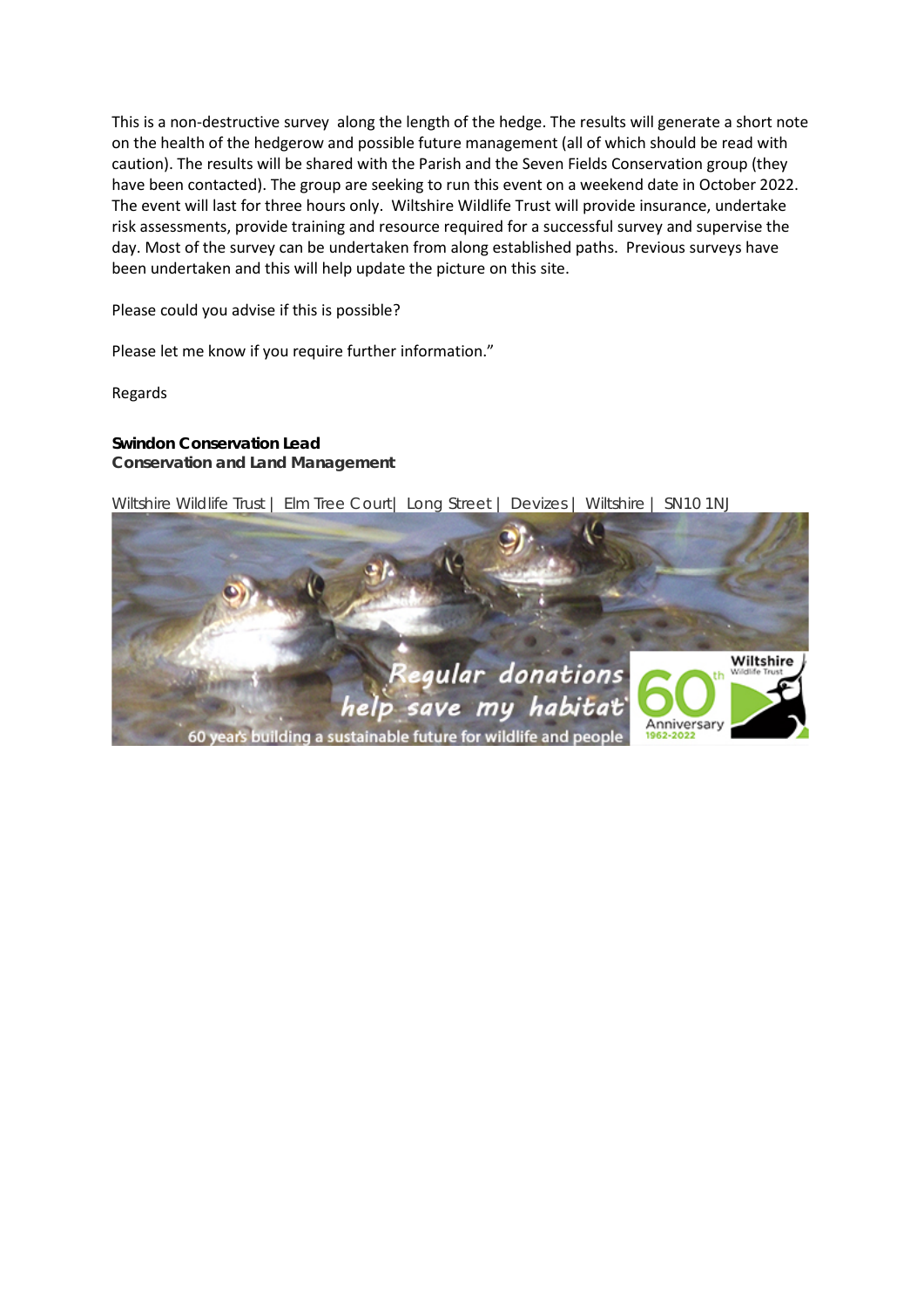This is a non-destructive survey along the length of the hedge. The results will generate a short note on the health of the hedgerow and possible future management (all of which should be read with caution). The results will be shared with the Parish and the Seven Fields Conservation group (they have been contacted). The group are seeking to run this event on a weekend date in October 2022. The event will last for three hours only. Wiltshire Wildlife Trust will provide insurance, undertake risk assessments, provide training and resource required for a successful survey and supervise the day. Most of the survey can be undertaken from along established paths. Previous surveys have been undertaken and this will help update the picture on this site.

Please could you advise if this is possible?

Please let me know if you require further information."

Regards

**Swindon Conservation Lead**
***Conservation and Land Management***

Wiltshire Wildlife Trust | Elm Tree Court| Long Street | Devizes | Wiltshire | SN10 1NJ

Regular donations help save my habitat

60 years building a sustainable future for wildlife and people

60th Anniversary 1962-2022

Wiltshire Wildlife Trust